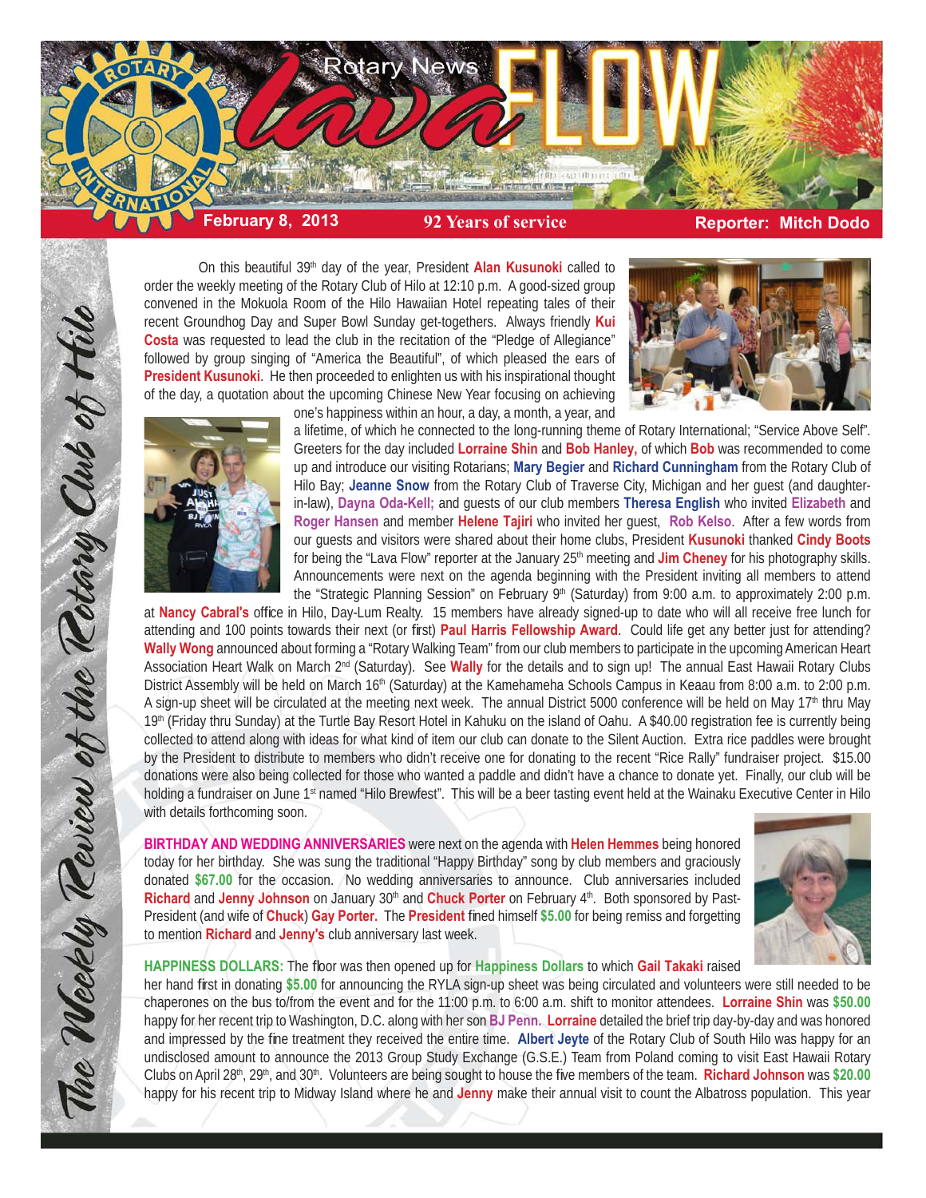# Rotary News *lava* FLOW

**February 8, 2013** | **92 Years of service** | **Reporter: Mitch Dodo**

*The Weekly Review of the Rotary Club of Hilo*

On this beautiful 39th day of the year, President **Alan Kusunoki** called to order the weekly meeting of the Rotary Club of Hilo at 12:10 p.m. A good-sized group convened in the Mokuola Room of the Hilo Hawaiian Hotel repeating tales of their recent Groundhog Day and Super Bowl Sunday get-togethers. Always friendly **Kui Costa** was requested to lead the club in the recitation of the "Pledge of Allegiance" followed by group singing of "America the Beautiful", of which pleased the ears of **President Kusunoki**. He then proceeded to enlighten us with his inspirational thought of the day, a quotation about the upcoming Chinese New Year focusing on achieving one's happiness within an hour, a day, a month, a year, and a lifetime, of which he connected to the long-running theme of Rotary International; "Service Above Self". Greeters for the day included **Lorraine Shin** and **Bob Hanley,** of which **Bob** was recommended to come up and introduce our visiting Rotarians; **Mary Begier** and **Richard Cunningham** from the Rotary Club of Hilo Bay; **Jeanne Snow** from the Rotary Club of Traverse City, Michigan and her guest (and daughter-in-law), **Dayna Oda-Kell;** and guests of our club members **Theresa English** who invited **Elizabeth** and **Roger Hansen** and member **Helene Tajiri** who invited her guest, **Rob Kelso**. After a few words from our guests and visitors were shared about their home clubs, President **Kusunoki** thanked **Cindy Boots** for being the "Lava Flow" reporter at the January 25th meeting and **Jim Cheney** for his photography skills. Announcements were next on the agenda beginning with the President inviting all members to attend the "Strategic Planning Session" on February 9th (Saturday) from 9:00 a.m. to approximately 2:00 p.m. at **Nancy Cabral's** office in Hilo, Day-Lum Realty. 15 members have already signed-up to date who will all receive free lunch for attending and 100 points towards their next (or first) **Paul Harris Fellowship Award**. Could life get any better just for attending? **Wally Wong** announced about forming a "Rotary Walking Team" from our club members to participate in the upcoming American Heart Association Heart Walk on March 2nd (Saturday). See **Wally** for the details and to sign up! The annual East Hawaii Rotary Clubs District Assembly will be held on March 16th (Saturday) at the Kamehameha Schools Campus in Keaau from 8:00 a.m. to 2:00 p.m. A sign-up sheet will be circulated at the meeting next week. The annual District 5000 conference will be held on May 17th thru May 19th (Friday thru Sunday) at the Turtle Bay Resort Hotel in Kahuku on the island of Oahu. A $40.00 registration fee is currently being collected to attend along with ideas for what kind of item our club can donate to the Silent Auction. Extra rice paddles were brought by the President to distribute to members who didn't receive one for donating to the recent "Rice Rally" fundraiser project. $15.00 donations were also being collected for those who wanted a paddle and didn't have a chance to donate yet. Finally, our club will be holding a fundraiser on June 1st named "Hilo Brewfest". This will be a beer tasting event held at the Wainaku Executive Center in Hilo with details forthcoming soon.

**BIRTHDAY AND WEDDING ANNIVERSARIES** were next on the agenda with **Helen Hemmes** being honored today for her birthday. She was sung the traditional "Happy Birthday" song by club members and graciously donated **$67.00** for the occasion. No wedding anniversaries to announce. Club anniversaries included **Richard** and **Jenny Johnson** on January 30th and **Chuck Porter** on February 4th. Both sponsored by Past-President (and wife of **Chuck**) **Gay Porter.** The **President** fined himself **$5.00** for being remiss and forgetting to mention **Richard** and **Jenny's** club anniversary last week.

**HAPPINESS DOLLARS:** The floor was then opened up for **Happiness Dollars** to which **Gail Takaki** raised her hand first in donating **$5.00** for announcing the RYLA sign-up sheet was being circulated and volunteers were still needed to be chaperones on the bus to/from the event and for the 11:00 p.m. to 6:00 a.m. shift to monitor attendees. **Lorraine Shin** was **$50.00** happy for her recent trip to Washington, D.C. along with her son **BJ Penn. Lorraine** detailed the brief trip day-by-day and was honored and impressed by the fine treatment they received the entire time. **Albert Jeyte** of the Rotary Club of South Hilo was happy for an undisclosed amount to announce the 2013 Group Study Exchange (G.S.E.) Team from Poland coming to visit East Hawaii Rotary Clubs on April 28th, 29th, and 30th. Volunteers are being sought to house the five members of the team. **Richard Johnson** was **$20.00** happy for his recent trip to Midway Island where he and **Jenny** make their annual visit to count the Albatross population. This year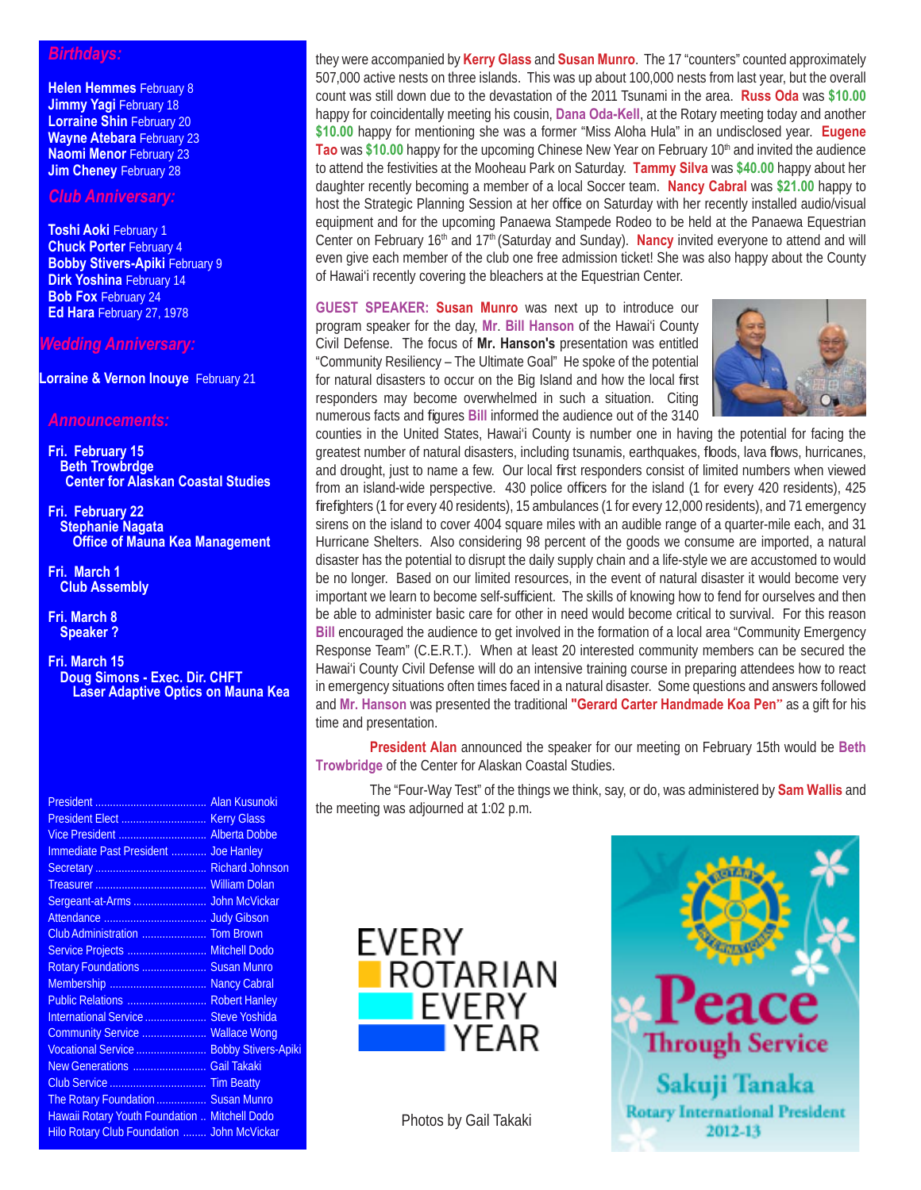## Birthdays:

**Helen Hemmes** February 8
**Jimmy Yagi** February 18
**Lorraine Shin** February 20
**Wayne Atebara** February 23
**Naomi Menor** February 23
**Jim Cheney** February 28

## Club Anniversary:

**Toshi Aoki** February 1
**Chuck Porter** February 4
**Bobby Stivers-Apiki** February 9
**Dirk Yoshina** February 14
**Bob Fox** February 24
**Ed Hara** February 27, 1978

## Wedding Anniversary:

**Lorraine & Vernon Inouye** February 21

## Announcements:

**Fri. February 15**
**Beth Trowbrdge**
**Center for Alaskan Coastal Studies**

**Fri. February 22**
**Stephanie Nagata**
**Office of Mauna Kea Management**

**Fri. March 1**
**Club Assembly**

**Fri. March 8**
**Speaker ?**

**Fri. March 15**
**Doug Simons - Exec. Dir. CHFT**
**Laser Adaptive Optics on Mauna Kea**

| | |
|---|---|
| President | Alan Kusunoki |
| President Elect | Kerry Glass |
| Vice President | Alberta Dobbe |
| Immediate Past President | Joe Hanley |
| Secretary | Richard Johnson |
| Treasurer | William Dolan |
| Sergeant-at-Arms | John McVickar |
| Attendance | Judy Gibson |
| Club Administration | Tom Brown |
| Service Projects | Mitchell Dodo |
| Rotary Foundations | Susan Munro |
| Membership | Nancy Cabral |
| Public Relations | Robert Hanley |
| International Service | Steve Yoshida |
| Community Service | Wallace Wong |
| Vocational Service | Bobby Stivers-Apiki |
| New Generations | Gail Takaki |
| Club Service | Tim Beatty |
| The Rotary Foundation | Susan Munro |
| Hawaii Rotary Youth Foundation | Mitchell Dodo |
| Hilo Rotary Club Foundation | John McVickar |

they were accompanied by **Kerry Glass** and **Susan Munro**. The 17 "counters" counted approximately 507,000 active nests on three islands. This was up about 100,000 nests from last year, but the overall count was still down due to the devastation of the 2011 Tsunami in the area. **Russ Oda** was **$10.00** happy for coincidentally meeting his cousin, **Dana Oda-Kell**, at the Rotary meeting today and another **$10.00** happy for mentioning she was a former "Miss Aloha Hula" in an undisclosed year. **Eugene Tao** was **$10.00** happy for the upcoming Chinese New Year on February 10th and invited the audience to attend the festivities at the Mooheau Park on Saturday. **Tammy Silva** was **$40.00** happy about her daughter recently becoming a member of a local Soccer team. **Nancy Cabral** was **$21.00** happy to host the Strategic Planning Session at her office on Saturday with her recently installed audio/visual equipment and for the upcoming Panaewa Stampede Rodeo to be held at the Panaewa Equestrian Center on February 16th and 17th (Saturday and Sunday). **Nancy** invited everyone to attend and will even give each member of the club one free admission ticket! She was also happy about the County of Hawai'i recently covering the bleachers at the Equestrian Center.

**GUEST SPEAKER: Susan Munro** was next up to introduce our program speaker for the day, **Mr. Bill Hanson** of the Hawai'i County Civil Defense. The focus of **Mr. Hanson's** presentation was entitled "Community Resiliency – The Ultimate Goal" He spoke of the potential for natural disasters to occur on the Big Island and how the local first responders may become overwhelmed in such a situation. Citing numerous facts and figures **Bill** informed the audience out of the 3140 counties in the United States, Hawai'i County is number one in having the potential for facing the greatest number of natural disasters, including tsunamis, earthquakes, floods, lava flows, hurricanes, and drought, just to name a few. Our local first responders consist of limited numbers when viewed from an island-wide perspective. 430 police officers for the island (1 for every 420 residents), 425 firefighters (1 for every 40 residents), 15 ambulances (1 for every 12,000 residents), and 71 emergency sirens on the island to cover 4004 square miles with an audible range of a quarter-mile each, and 31 Hurricane Shelters. Also considering 98 percent of the goods we consume are imported, a natural disaster has the potential to disrupt the daily supply chain and a life-style we are accustomed to would be no longer. Based on our limited resources, in the event of natural disaster it would become very important we learn to become self-sufficient. The skills of knowing how to fend for ourselves and then be able to administer basic care for other in need would become critical to survival. For this reason **Bill** encouraged the audience to get involved in the formation of a local area "Community Emergency Response Team" (C.E.R.T.). When at least 20 interested community members can be secured the Hawai'i County Civil Defense will do an intensive training course in preparing attendees how to react in emergency situations often times faced in a natural disaster. Some questions and answers followed and **Mr. Hanson** was presented the traditional **"Gerard Carter Handmade Koa Pen"** as a gift for his time and presentation.

**President Alan** announced the speaker for our meeting on February 15th would be **Beth Trowbridge** of the Center for Alaskan Coastal Studies.

The "Four-Way Test" of the things we think, say, or do, was administered by **Sam Wallis** and the meeting was adjourned at 1:02 p.m.

EVERY ROTARIAN EVERY YEAR

Photos by Gail Takaki

Peace Through Service
Sakuji Tanaka
Rotary International President 2012-13